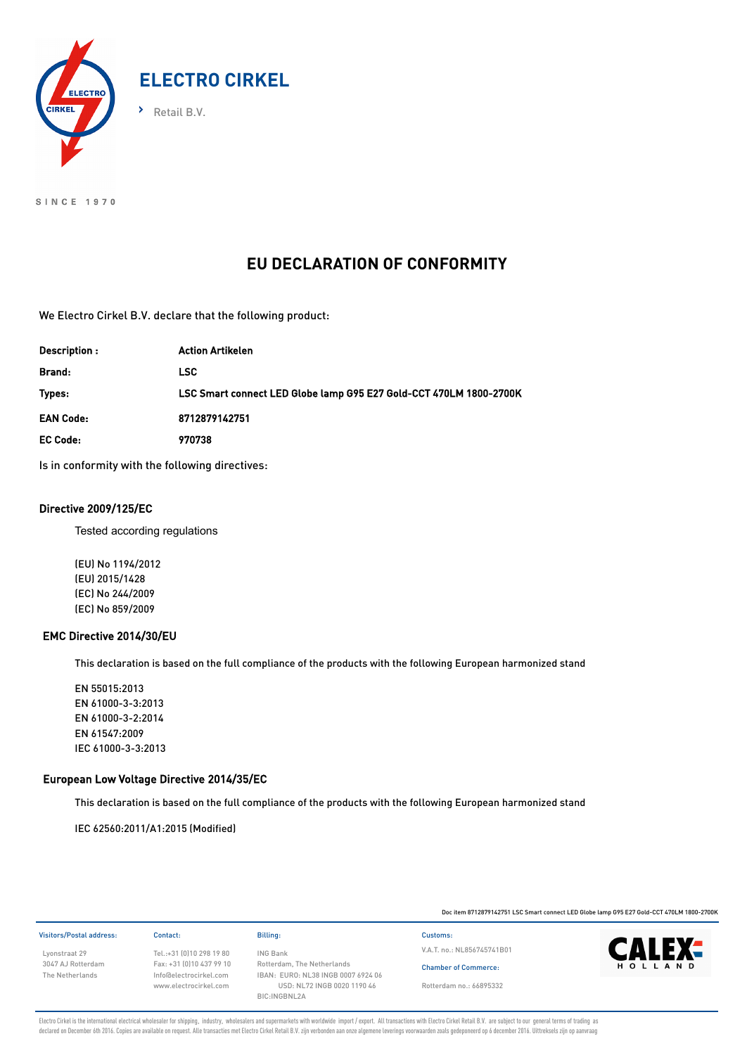# ELECTRO CIRKEL

› Retail B.V.

SINCE 1970

## EU DECLARATION OF CONFORMITY

We Electro Cirkel B.V. declare that the following product:

| | |
|---|---|
| **Description :** | **Action Artikelen** |
| **Brand:** | **LSC** |
| **Types:** | **LSC Smart connect LED Globe lamp G95 E27 Gold-CCT 470LM 1800-2700K** |
| **EAN Code:** | **8712879142751** |
| **EC Code:** | **970738** |

Is in conformity with the following directives:

### Directive 2009/125/EC

Tested according regulations

(EU) No 1194/2012
(EU) 2015/1428
(EC) No 244/2009
(EC) No 859/2009

### EMC Directive 2014/30/EU

This declaration is based on the full compliance of the products with the following European harmonized stand

EN 55015:2013
EN 61000-3-3:2013
EN 61000-3-2:2014
EN 61547:2009
IEC 61000-3-3:2013

### European Low Voltage Directive 2014/35/EC

This declaration is based on the full compliance of the products with the following European harmonized stand

IEC 62560:2011/A1:2015 (Modified)

Doc item 8712879142751 LSC Smart connect LED Globe lamp G95 E27 Gold-CCT 470LM 1800-2700K

Visitors/Postal address:
Lyonstraat 29
3047 AJ Rotterdam
The Netherlands

Contact:
Tel.:+31 (0)10 298 19 80
Fax: +31 (0)10 437 99 10
Info@electrocirkel.com
www.electrocirkel.com

Billing:
ING Bank
Rotterdam, The Netherlands
IBAN: EURO: NL38 INGB 0007 6924 06
USD: NL72 INGB 0020 1190 46
BIC:INGBNL2A

Customs:
V.A.T. no.: NL856745741B01

Chamber of Commerce:
Rotterdam no.: 66895332

CALEX HOLLAND

Electro Cirkel is the international electrical wholesaler for shipping, industry, wholesalers and supermarkets with worldwide import / export. All transactions with Electro Cirkel Retail B.V. are subject to our general terms of trading as declared on December 6th 2016. Copies are available on request. Alle transacties met Electro Cirkel Retail B.V. zijn verbonden aan onze algemene leverings voorwaarden zoals gedeponeerd op 6 december 2016. Uittreksels zijn op aanvraag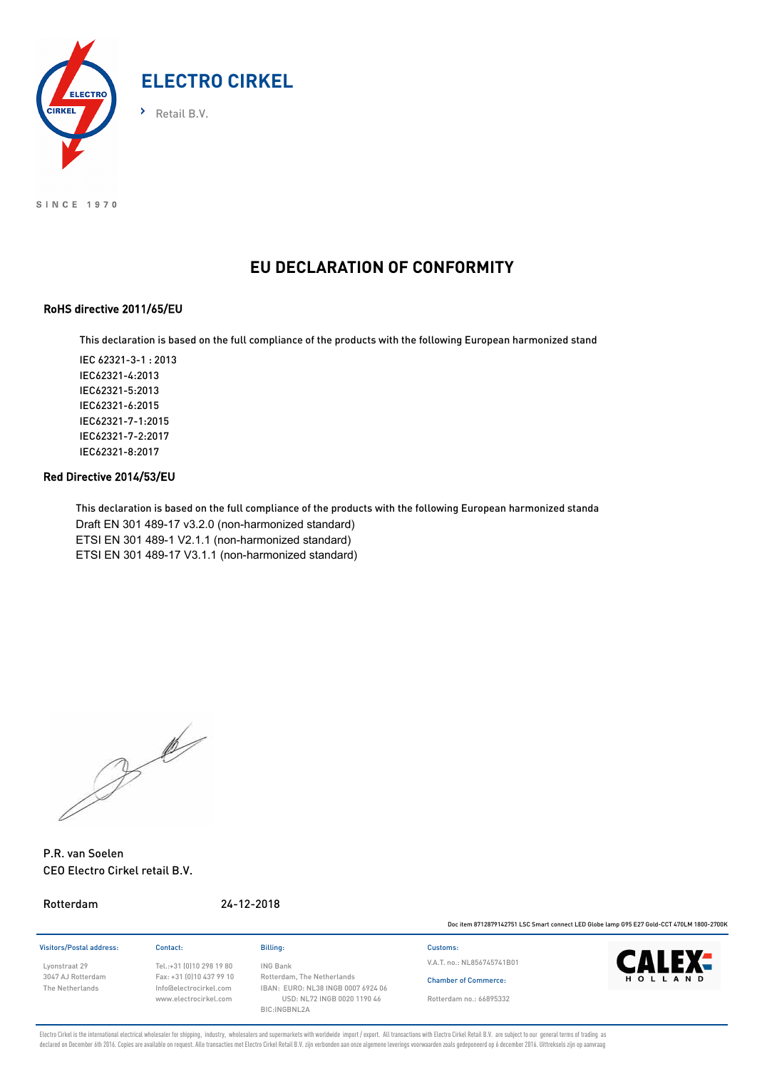# ELECTRO CIRKEL

› Retail B.V.

SINCE 1970

## EU DECLARATION OF CONFORMITY

### RoHS directive 2011/65/EU

This declaration is based on the full compliance of the products with the following European harmonized stand

IEC 62321-3-1 : 2013
IEC62321-4:2013
IEC62321-5:2013
IEC62321-6:2015
IEC62321-7-1:2015
IEC62321-7-2:2017
IEC62321-8:2017

### Red Directive 2014/53/EU

This declaration is based on the full compliance of the products with the following European harmonized standa
Draft EN 301 489-17 v3.2.0 (non-harmonized standard)
ETSI EN 301 489-1 V2.1.1 (non-harmonized standard)
ETSI EN 301 489-17 V3.1.1 (non-harmonized standard)

P.R. van Soelen
CEO Electro Cirkel retail B.V.

Rotterdam 24-12-2018

Doc item 8712879142751 LSC Smart connect LED Globe lamp G95 E27 Gold-CCT 470LM 1800-2700K

| Visitors/Postal address: | Contact: | Billing: | Customs: |
|---|---|---|---|
| Lyonstraat 29<br>3047 AJ Rotterdam<br>The Netherlands | Tel.:+31 (0)10 298 19 80<br>Fax: +31 (0)10 437 99 10<br>Info@electrocirkel.com<br>www.electrocirkel.com | ING Bank<br>Rotterdam, The Netherlands<br>IBAN: EURO: NL38 INGB 0007 6924 06<br>USD: NL72 INGB 0020 1190 46<br>BIC:INGBNL2A | V.A.T. no.: NL856745741B01<br>Chamber of Commerce:<br>Rotterdam no.: 66895332 |

CALEX HOLLAND

Electro Cirkel is the international electrical wholesaler for shipping, industry, wholesalers and supermarkets with worldwide import / export. All transactions with Electro Cirkel Retail B.V. are subject to our general terms of trading as declared on December 6th 2016. Copies are available on request. Alle transacties met Electro Cirkel Retail B.V. zijn verbonden aan onze algemene leverings voorwaarden zoals gedeponeerd op 6 december 2016. Uittreksels zijn op aanvraag